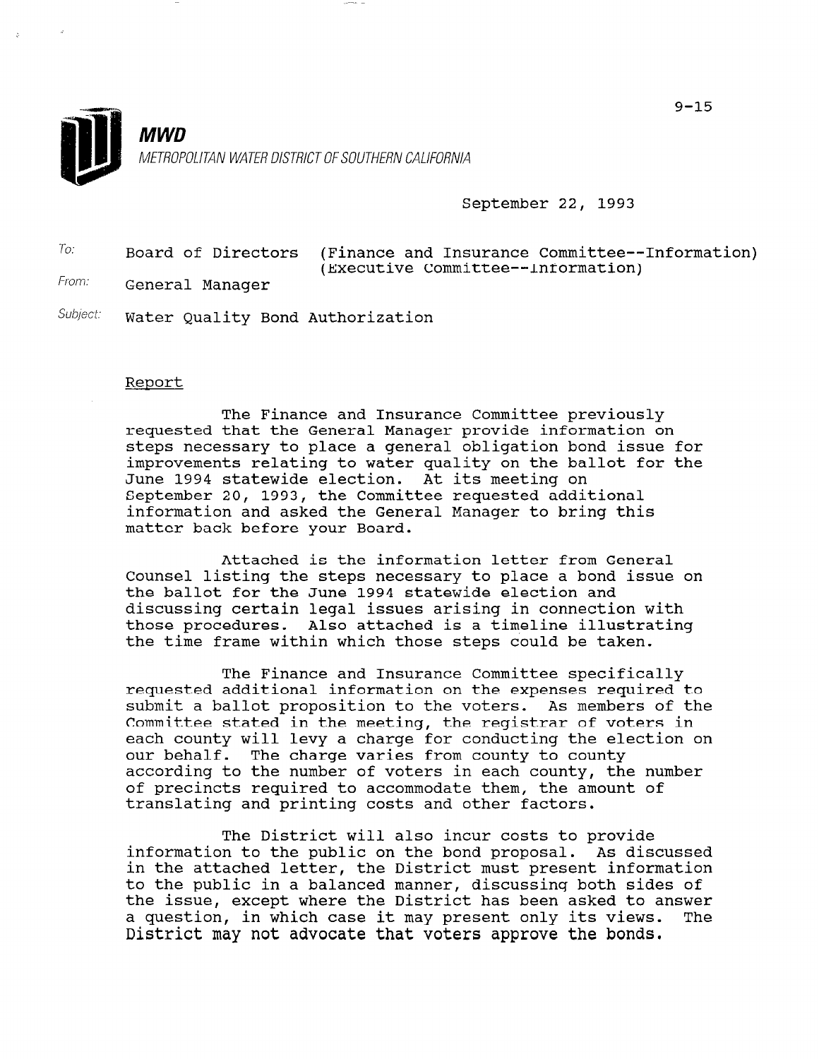9-15

**MWD**

METROPOLITAN WATER DISTRICT OF SOUTHERN CALIFORNIA

September 22, 1993

To: Board of Directors (Finance and Insurance Committee--Information) (Executive Committee--Information)

From: General Manager

Subject: Water Quality Bond Authorization

## Report

The Finance and Insurance Committee previously requested that the General Manager provide information on steps necessary to place a general obligation bond issue for improvements relating to water quality on the ballot for the June 1994 statewide election. At its meeting on September 20, 1993, the Committee requested additional information and asked the General Manager to bring this matter back before your Board.

Attached is the information letter from General Counsel listing the steps necessary to place a bond issue on the ballot for the June 1994 statewide election and discussing certain legal issues arising in connection with those procedures. Also attached is a timeline illustrating the time frame within which those steps could be taken.

The Finance and Insurance Committee specifically requested additional information on the expenses required to submit a ballot proposition to the voters. As members of the Committee stated in the meeting, the registrar of voters in each county will levy a charge for conducting the election on our behalf. The charge varies from county to county according to the number of voters in each county, the number of precincts required to accommodate them, the amount of translating and printing costs and other factors.

The District will also incur costs to provide information to the public on the bond proposal. As discussed in the attached letter, the District must present information to the public in a balanced manner, discussing both sides of the issue, except where the District has been asked to answer a question, in which case it may present only its views. The District may not advocate that voters approve the bonds.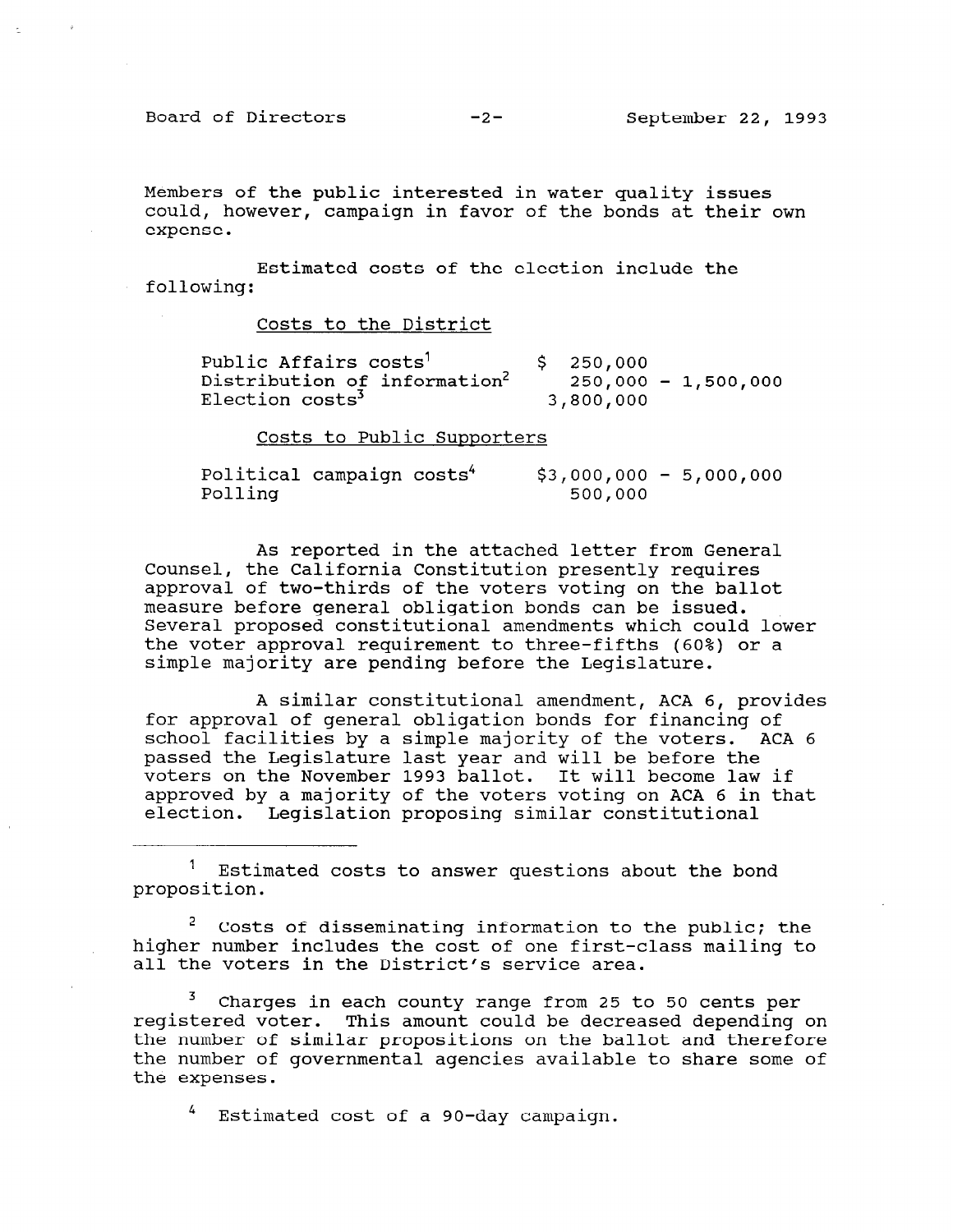Members of the public interested in water quality issues could, however, campaign in favor of the bonds at their own expense.

Estimated costs of the election include the following:

Costs to the District

| | |
|---|---|
| Public Affairs costs[1] | $ 250,000 |
| Distribution of information[2] | 250,000 - 1,500,000 |
| Election costs[3] | 3,800,000 |

Costs to Public Supporters

| | |
|---|---|
| Political campaign costs[4] | $3,000,000 - 5,000,000 |
| Polling | 500,000 |

As reported in the attached letter from General Counsel, the California Constitution presently requires approval of two-thirds of the voters voting on the ballot measure before general obligation bonds can be issued. Several proposed constitutional amendments which could lower the voter approval requirement to three-fifths (60%) or a simple majority are pending before the Legislature.

A similar constitutional amendment, ACA 6, provides for approval of general obligation bonds for financing of school facilities by a simple majority of the voters. ACA 6 passed the Legislature last year and will be before the voters on the November 1993 ballot. It will become law if approved by a majority of the voters voting on ACA 6 in that election. Legislation proposing similar constitutional

---

[1] Estimated costs to answer questions about the bond proposition.

[2] Costs of disseminating information to the public; the higher number includes the cost of one first-class mailing to all the voters in the District's service area.

[3] Charges in each county range from 25 to 50 cents per registered voter. This amount could be decreased depending on the number of similar propositions on the ballot and therefore the number of governmental agencies available to share some of the expenses.

[4] Estimated cost of a 90-day campaign.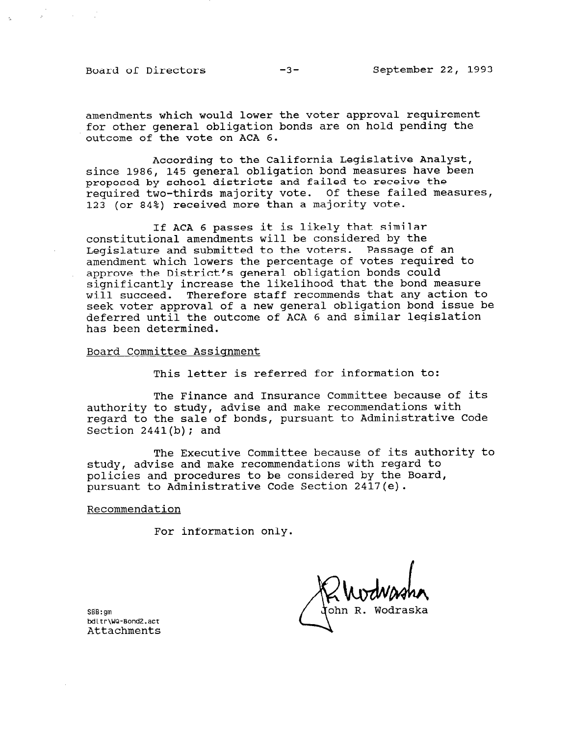amendments which would lower the voter approval requirement for other general obligation bonds are on hold pending the outcome of the vote on ACA 6.

According to the California Legislative Analyst, since 1986, 145 general obligation bond measures have been proposed by school districts and failed to receive the required two-thirds majority vote. Of these failed measures, 123 (or 84%) received more than a majority vote.

If ACA 6 passes it is likely that similar constitutional amendments will be considered by the Legislature and submitted to the voters. Passage of an amendment which lowers the percentage of votes required to approve the District's general obligation bonds could significantly increase the likelihood that the bond measure will succeed. Therefore staff recommends that any action to seek voter approval of a new general obligation bond issue be deferred until the outcome of ACA 6 and similar legislation has been determined.

Board Committee Assignment

This letter is referred for information to:

The Finance and Insurance Committee because of its authority to study, advise and make recommendations with regard to the sale of bonds, pursuant to Administrative Code Section 2441(b); and

The Executive Committee because of its authority to study, advise and make recommendations with regard to policies and procedures to be considered by the Board, pursuant to Administrative Code Section 2417(e).

Recommendation

For information only.

John R. Wodraska

SBB:gm
bdltr\WQ-Bond2.act
Attachments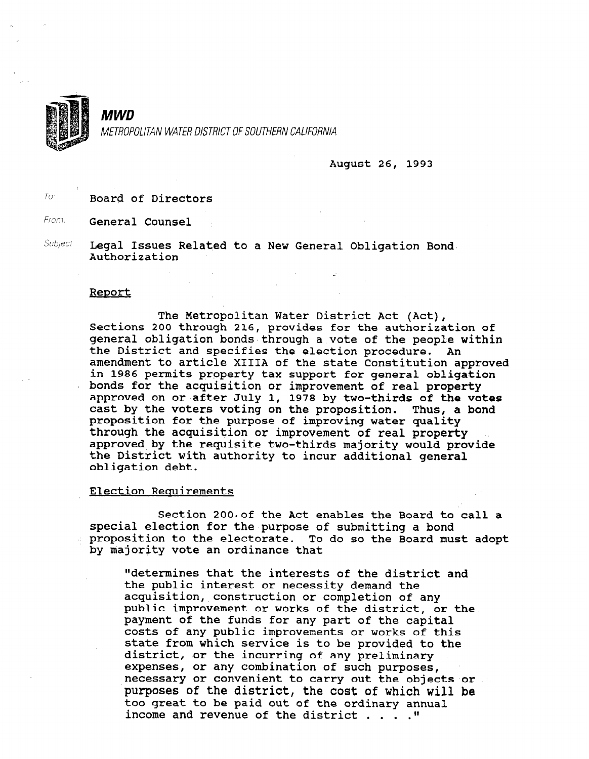**MWD**

*METROPOLITAN WATER DISTRICT OF SOUTHERN CALIFORNIA*

August 26, 1993

To: Board of Directors

From: General Counsel

Subject: Legal Issues Related to a New General Obligation Bond Authorization

## Report

The Metropolitan Water District Act (Act), Sections 200 through 216, provides for the authorization of general obligation bonds through a vote of the people within the District and specifies the election procedure. An amendment to article XIIIA of the state Constitution approved in 1986 permits property tax support for general obligation bonds for the acquisition or improvement of real property approved on or after July 1, 1978 by two-thirds of the votes cast by the voters voting on the proposition. Thus, a bond proposition for the purpose of improving water quality through the acquisition or improvement of real property approved by the requisite two-thirds majority would provide the District with authority to incur additional general obligation debt.

## Election Requirements

Section 200 of the Act enables the Board to call a special election for the purpose of submitting a bond proposition to the electorate. To do so the Board must adopt by majority vote an ordinance that

> "determines that the interests of the district and the public interest or necessity demand the acquisition, construction or completion of any public improvement or works of the district, or the payment of the funds for any part of the capital costs of any public improvements or works of this state from which service is to be provided to the district, or the incurring of any preliminary expenses, or any combination of such purposes, necessary or convenient to carry out the objects or purposes of the district, the cost of which will be too great to be paid out of the ordinary annual income and revenue of the district . . . ."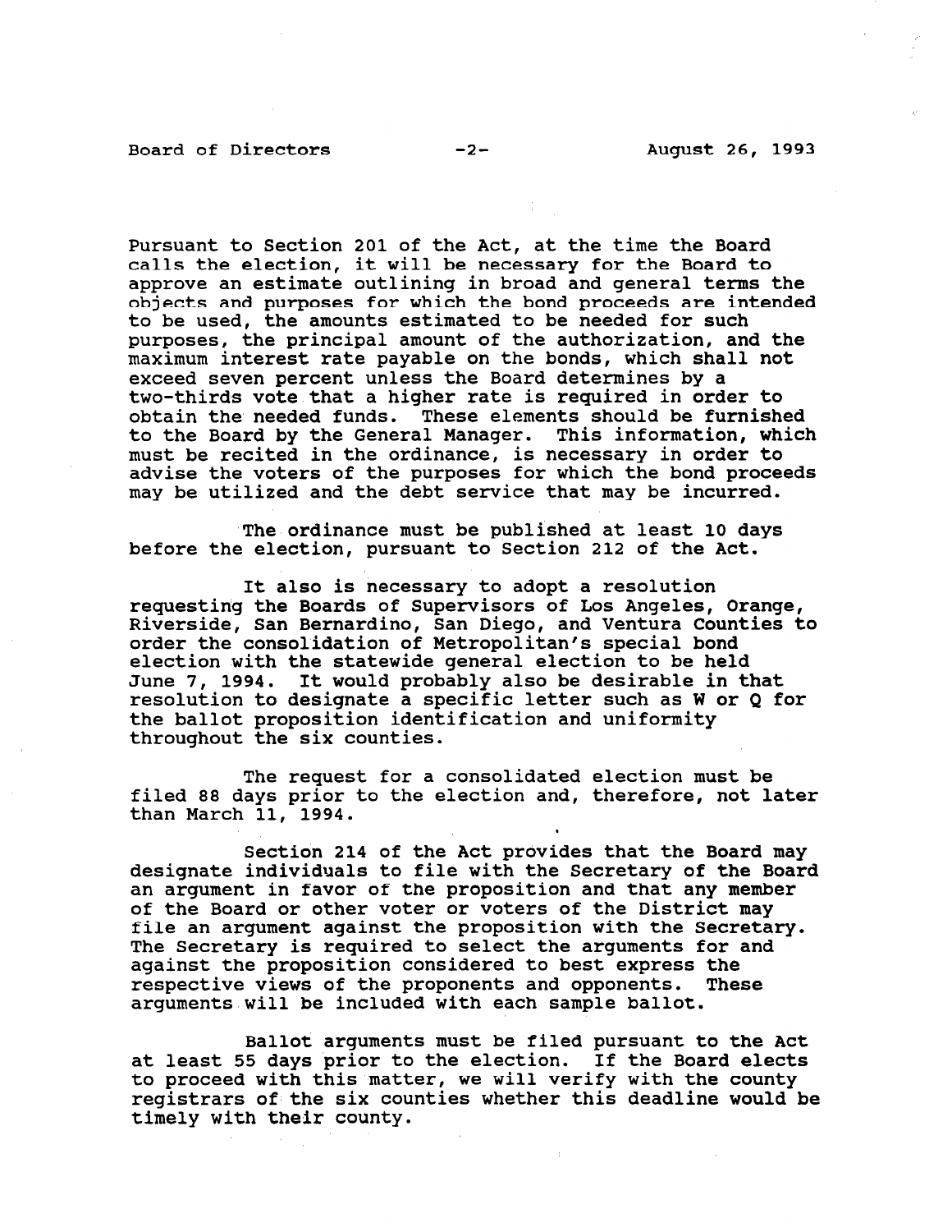Pursuant to Section 201 of the Act, at the time the Board calls the election, it will be necessary for the Board to approve an estimate outlining in broad and general terms the objects and purposes for which the bond proceeds are intended to be used, the amounts estimated to be needed for such purposes, the principal amount of the authorization, and the maximum interest rate payable on the bonds, which shall not exceed seven percent unless the Board determines by a two-thirds vote that a higher rate is required in order to obtain the needed funds. These elements should be furnished to the Board by the General Manager. This information, which must be recited in the ordinance, is necessary in order to advise the voters of the purposes for which the bond proceeds may be utilized and the debt service that may be incurred.

The ordinance must be published at least 10 days before the election, pursuant to Section 212 of the Act.

It also is necessary to adopt a resolution requesting the Boards of Supervisors of Los Angeles, Orange, Riverside, San Bernardino, San Diego, and Ventura Counties to order the consolidation of Metropolitan's special bond election with the statewide general election to be held June 7, 1994. It would probably also be desirable in that resolution to designate a specific letter such as W or Q for the ballot proposition identification and uniformity throughout the six counties.

The request for a consolidated election must be filed 88 days prior to the election and, therefore, not later than March 11, 1994.

Section 214 of the Act provides that the Board may designate individuals to file with the Secretary of the Board an argument in favor of the proposition and that any member of the Board or other voter or voters of the District may file an argument against the proposition with the Secretary. The Secretary is required to select the arguments for and against the proposition considered to best express the respective views of the proponents and opponents. These arguments will be included with each sample ballot.

Ballot arguments must be filed pursuant to the Act at least 55 days prior to the election. If the Board elects to proceed with this matter, we will verify with the county registrars of the six counties whether this deadline would be timely with their county.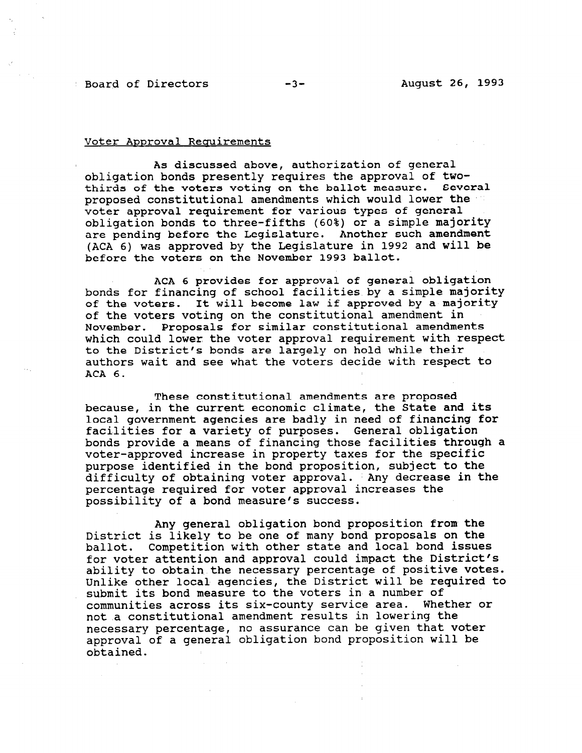Voter Approval Requirements

As discussed above, authorization of general obligation bonds presently requires the approval of two-thirds of the voters voting on the ballot measure. Several proposed constitutional amendments which would lower the voter approval requirement for various types of general obligation bonds to three-fifths (60%) or a simple majority are pending before the Legislature. Another such amendment (ACA 6) was approved by the Legislature in 1992 and will be before the voters on the November 1993 ballot.

ACA 6 provides for approval of general obligation bonds for financing of school facilities by a simple majority of the voters. It will become law if approved by a majority of the voters voting on the constitutional amendment in November. Proposals for similar constitutional amendments which could lower the voter approval requirement with respect to the District's bonds are largely on hold while their authors wait and see what the voters decide with respect to ACA 6.

These constitutional amendments are proposed because, in the current economic climate, the State and its local government agencies are badly in need of financing for facilities for a variety of purposes. General obligation bonds provide a means of financing those facilities through a voter-approved increase in property taxes for the specific purpose identified in the bond proposition, subject to the difficulty of obtaining voter approval. Any decrease in the percentage required for voter approval increases the possibility of a bond measure's success.

Any general obligation bond proposition from the District is likely to be one of many bond proposals on the ballot. Competition with other state and local bond issues for voter attention and approval could impact the District's ability to obtain the necessary percentage of positive votes. Unlike other local agencies, the District will be required to submit its bond measure to the voters in a number of communities across its six-county service area. Whether or not a constitutional amendment results in lowering the necessary percentage, no assurance can be given that voter approval of a general obligation bond proposition will be obtained.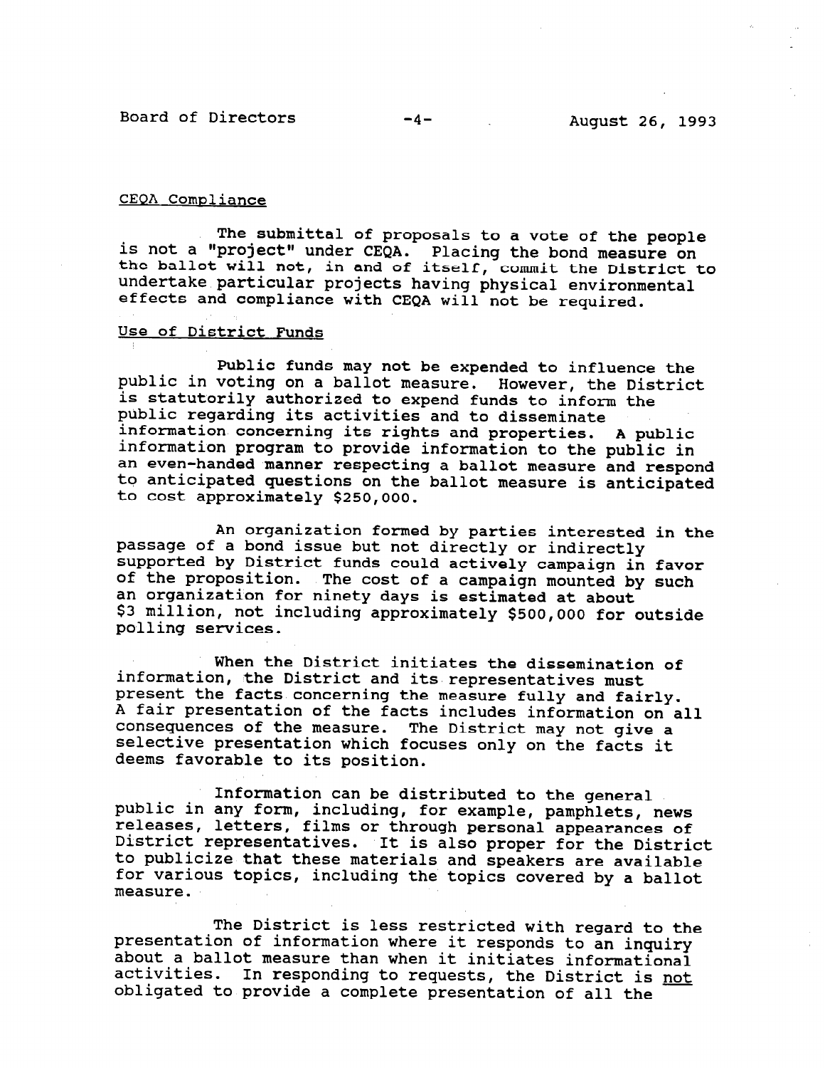CEQA Compliance

The submittal of proposals to a vote of the people is not a "project" under CEQA. Placing the bond measure on the ballot will not, in and of itself, commit the District to undertake particular projects having physical environmental effects and compliance with CEQA will not be required.

Use of District Funds

Public funds may not be expended to influence the public in voting on a ballot measure. However, the District is statutorily authorized to expend funds to inform the public regarding its activities and to disseminate information concerning its rights and properties. A public information program to provide information to the public in an even-handed manner respecting a ballot measure and respond to anticipated questions on the ballot measure is anticipated to cost approximately $250,000.

An organization formed by parties interested in the passage of a bond issue but not directly or indirectly supported by District funds could actively campaign in favor of the proposition. The cost of a campaign mounted by such an organization for ninety days is estimated at about $3 million, not including approximately $500,000 for outside polling services.

When the District initiates the dissemination of information, the District and its representatives must present the facts concerning the measure fully and fairly. A fair presentation of the facts includes information on all consequences of the measure. The District may not give a selective presentation which focuses only on the facts it deems favorable to its position.

Information can be distributed to the general public in any form, including, for example, pamphlets, news releases, letters, films or through personal appearances of District representatives. It is also proper for the District to publicize that these materials and speakers are available for various topics, including the topics covered by a ballot measure.

The District is less restricted with regard to the presentation of information where it responds to an inquiry about a ballot measure than when it initiates informational activities. In responding to requests, the District is <u>not</u> obligated to provide a complete presentation of all the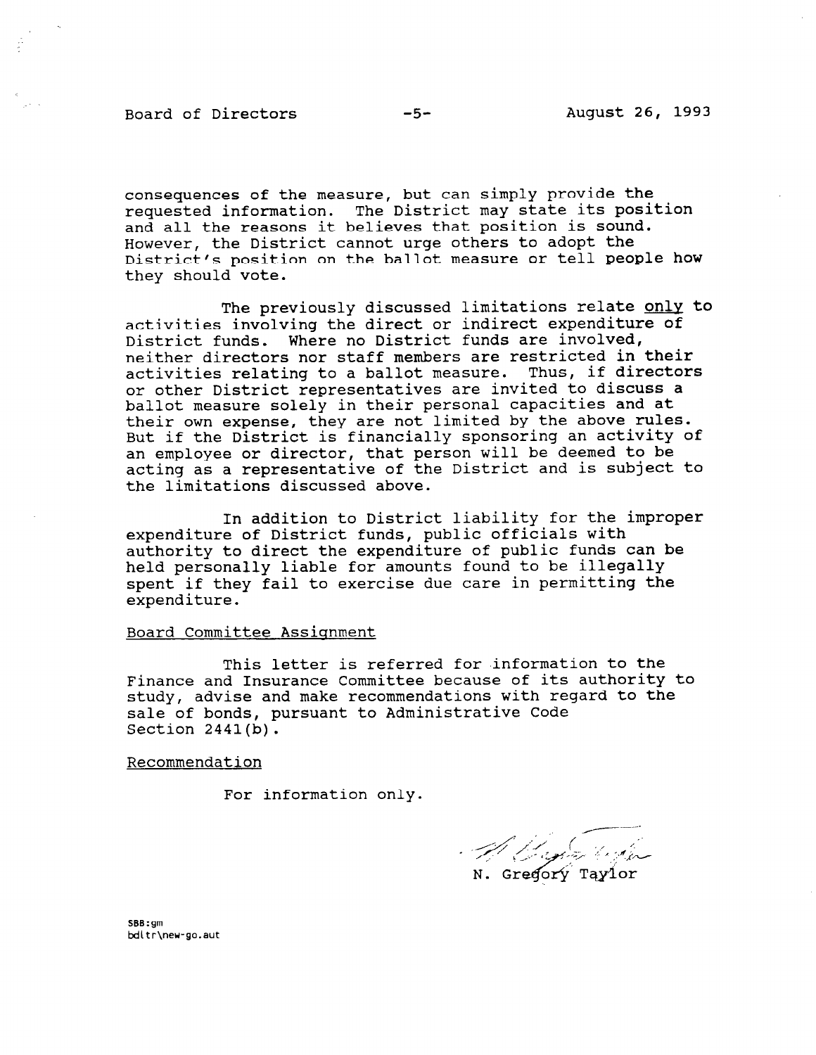consequences of the measure, but can simply provide the requested information. The District may state its position and all the reasons it believes that position is sound. However, the District cannot urge others to adopt the District's position on the ballot measure or tell people how they should vote.

The previously discussed limitations relate only to activities involving the direct or indirect expenditure of District funds. Where no District funds are involved, neither directors nor staff members are restricted in their activities relating to a ballot measure. Thus, if directors or other District representatives are invited to discuss a ballot measure solely in their personal capacities and at their own expense, they are not limited by the above rules. But if the District is financially sponsoring an activity of an employee or director, that person will be deemed to be acting as a representative of the District and is subject to the limitations discussed above.

In addition to District liability for the improper expenditure of District funds, public officials with authority to direct the expenditure of public funds can be held personally liable for amounts found to be illegally spent if they fail to exercise due care in permitting the expenditure.

Board Committee Assignment

This letter is referred for information to the Finance and Insurance Committee because of its authority to study, advise and make recommendations with regard to the sale of bonds, pursuant to Administrative Code Section 2441(b).

Recommendation

For information only.

N. Gregory Taylor

SBB:gm
bdltr\new-go.aut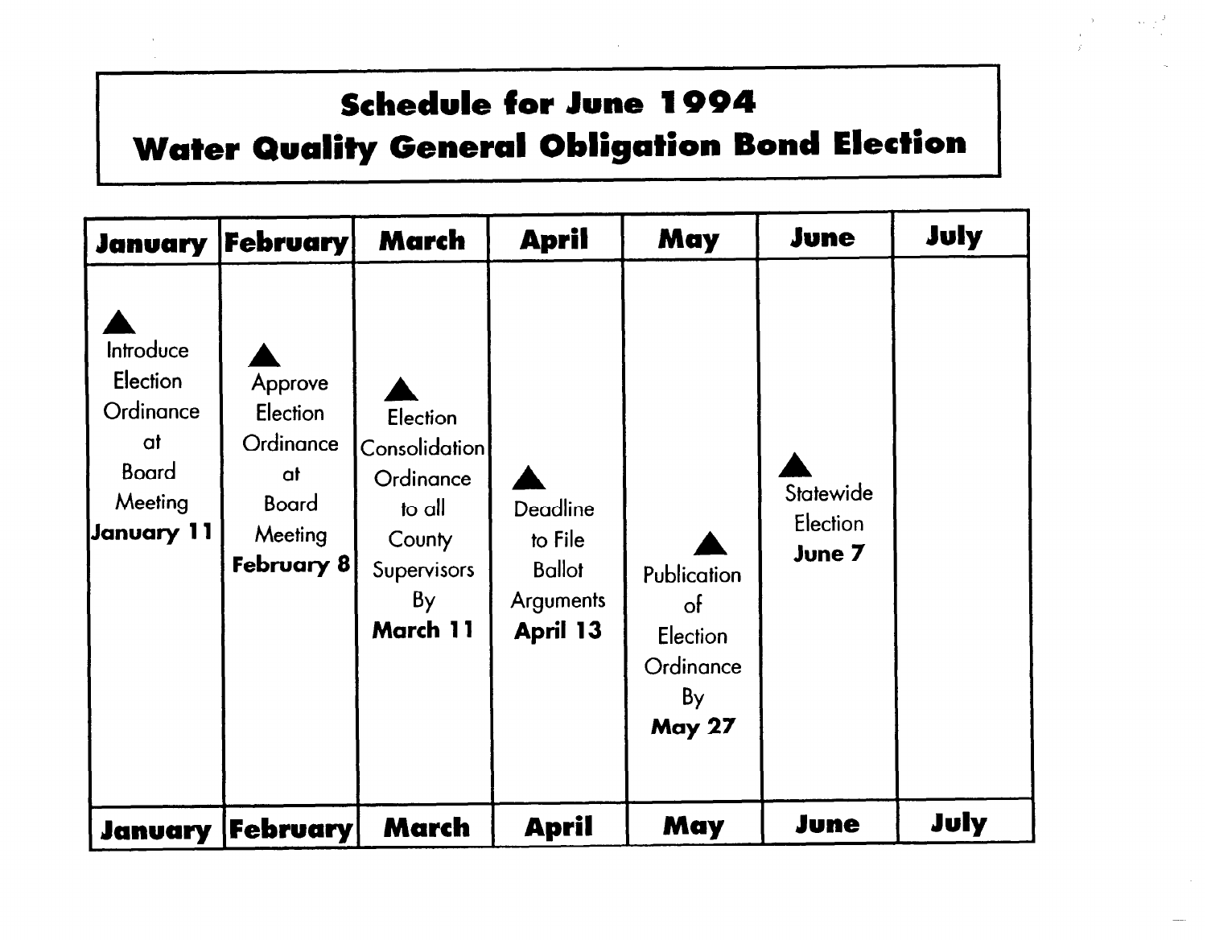# Schedule for June 1994
# Water Quality General Obligation Bond Election

| January | February | March | April | May | June | July |
|---|---|---|---|---|---|---|
| ▲ Introduce Election Ordinance at Board Meeting **January 11** | ▲ Approve Election Ordinance at Board Meeting **February 8** | ▲ Election Consolidation Ordinance to all County Supervisors By **March 11** | ▲ Deadline to File Ballot Arguments **April 13** | ▲ Publication of Election Ordinance By **May 27** | ▲ Statewide Election **June 7** | |
| **January** | **February** | **March** | **April** | **May** | **June** | **July** |